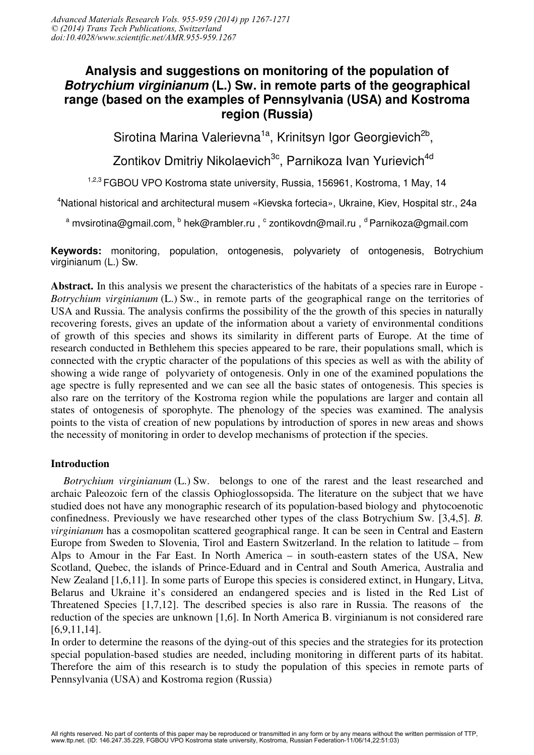# Analysis and suggestions on monitoring of the population of *Botrychium virginianum* (L.) Sw. in remote parts of the geographical range (based on the examples of Pennsylvania (USA) and Kostroma region (Russia)

Sirotina Marina Valerievna[1a], Krinitsyn Igor Georgievich[2b], Zontikov Dmitriy Nikolaevich[3c], Parnikoza Ivan Yurievich[4d]

[1,2,3] FGBOU VPO Kostroma state university, Russia, 156961, Kostroma, 1 May, 14

[4] National historical and architectural musem «Kievska fortecia», Ukraine, Kiev, Hospital str., 24a

[a] mvsirotina@gmail.com, [b] hek@rambler.ru , [c] zontikovdn@mail.ru , [d] Parnikoza@gmail.com

**Keywords:** monitoring, population, ontogenesis, polyvariety of ontogenesis, Botrychium virginianum (L.) Sw.

**Abstract.** In this analysis we present the characteristics of the habitats of a species rare in Europe - *Botrychium virginianum* (L.) Sw., in remote parts of the geographical range on the territories of USA and Russia. The analysis confirms the possibility of the the growth of this species in naturally recovering forests, gives an update of the information about a variety of environmental conditions of growth of this species and shows its similarity in different parts of Europe. At the time of research conducted in Bethlehem this species appeared to be rare, their populations small, which is connected with the cryptic character of the populations of this species as well as with the ability of showing a wide range of polyvariety of ontogenesis. Only in one of the examined populations the age spectre is fully represented and we can see all the basic states of ontogenesis. This species is also rare on the territory of the Kostroma region while the populations are larger and contain all states of ontogenesis of sporophyte. The phenology of the species was examined. The analysis points to the vista of creation of new populations by introduction of spores in new areas and shows the necessity of monitoring in order to develop mechanisms of protection if the species.

## Introduction

*Botrychium virginianum* (L.) Sw. belongs to one of the rarest and the least researched and archaic Paleozoic fern of the classis Ophioglossopsida. The literature on the subject that we have studied does not have any monographic research of its population-based biology and phytocoenotic confinedness. Previously we have researched other types of the class Botrychium Sw. [3,4,5]. *B. virginianum* has a cosmopolitan scattered geographical range. It can be seen in Central and Eastern Europe from Sweden to Slovenia, Tirol and Eastern Switzerland. In the relation to latitude – from Alps to Amour in the Far East. In North America – in south-eastern states of the USA, New Scotland, Quebec, the islands of Prince-Eduard and in Central and South America, Australia and New Zealand [1,6,11]. In some parts of Europe this species is considered extinct, in Hungary, Litva, Belarus and Ukraine it's considered an endangered species and is listed in the Red List of Threatened Species [1,7,12]. The described species is also rare in Russia. The reasons of the reduction of the species are unknown [1,6]. In North America B. virginianum is not considered rare [6,9,11,14].

In order to determine the reasons of the dying-out of this species and the strategies for its protection special population-based studies are needed, including monitoring in different parts of its habitat. Therefore the aim of this research is to study the population of this species in remote parts of Pennsylvania (USA) and Kostroma region (Russia)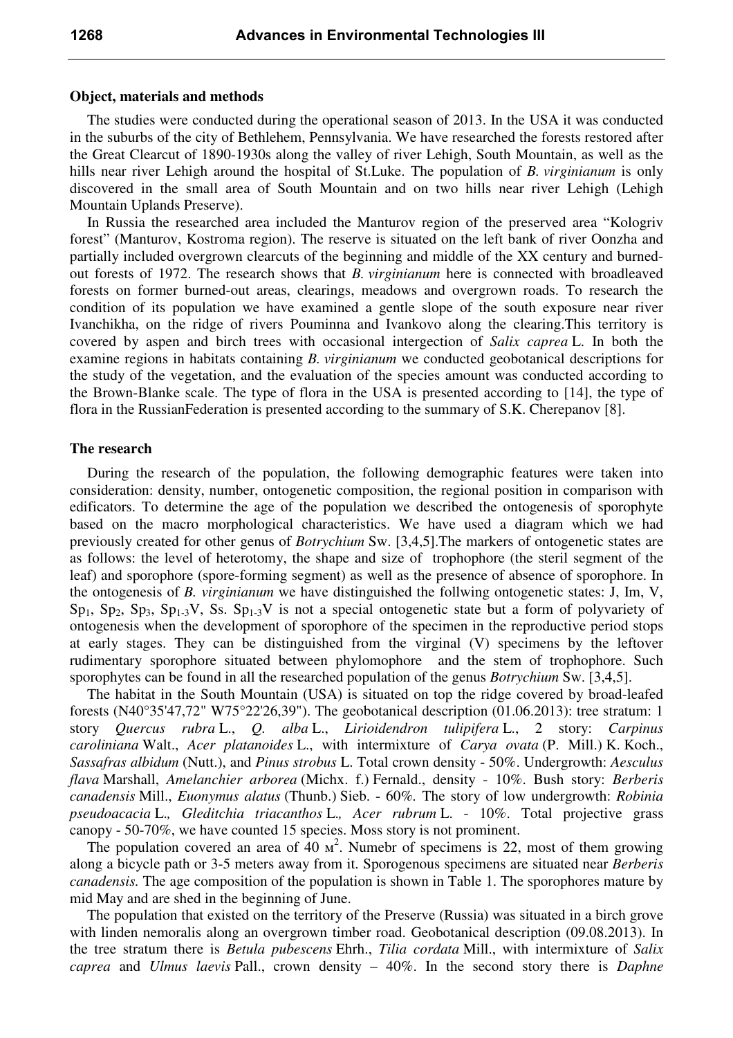**Object, materials and methods**

The studies were conducted during the operational season of 2013. In the USA it was conducted in the suburbs of the city of Bethlehem, Pennsylvania. We have researched the forests restored after the Great Clearcut of 1890-1930s along the valley of river Lehigh, South Mountain, as well as the hills near river Lehigh around the hospital of St.Luke. The population of *B. virginianum* is only discovered in the small area of South Mountain and on two hills near river Lehigh (Lehigh Mountain Uplands Preserve).

In Russia the researched area included the Manturov region of the preserved area "Kologriv forest" (Manturov, Kostroma region). The reserve is situated on the left bank of river Oonzha and partially included overgrown clearcuts of the beginning and middle of the XX century and burned-out forests of 1972. The research shows that *B. virginianum* here is connected with broadleaved forests on former burned-out areas, clearings, meadows and overgrown roads. To research the condition of its population we have examined a gentle slope of the south exposure near river Ivanchikha, on the ridge of rivers Pouminna and Ivankovo along the clearing.This territory is covered by aspen and birch trees with occasional intergection of *Salix caprea* L. In both the examine regions in habitats containing *B. virginianum* we conducted geobotanical descriptions for the study of the vegetation, and the evaluation of the species amount was conducted according to the Brown-Blanke scale. The type of flora in the USA is presented according to [14], the type of flora in the RussianFederation is presented according to the summary of S.K. Cherepanov [8].

**The research**

During the research of the population, the following demographic features were taken into consideration: density, number, ontogenetic composition, the regional position in comparison with edificators. To determine the age of the population we described the ontogenesis of sporophyte based on the macro morphological characteristics. We have used a diagram which we had previously created for other genus of *Botrychium* Sw. [3,4,5].The markers of ontogenetic states are as follows: the level of heterotomy, the shape and size of trophophore (the steril segment of the leaf) and sporophore (spore-forming segment) as well as the presence of absence of sporophore. In the ontogenesis of *B. virginianum* we have distinguished the follwing ontogenetic states: J, Im, V, $Sp_1$, $Sp_2$, $Sp_3$, $Sp_{1\text{-}3}V$, Ss. $Sp_{1\text{-}3}V$ is not a special ontogenetic state but a form of polyvariety of ontogenesis when the development of sporophore of the specimen in the reproductive period stops at early stages. They can be distinguished from the virginal (V) specimens by the leftover rudimentary sporophore situated between phylomophore and the stem of trophophore. Such sporophytes can be found in all the researched population of the genus *Botrychium* Sw. [3,4,5].

The habitat in the South Mountain (USA) is situated on top the ridge covered by broad-leafed forests (N40°35'47,72" W75°22'26,39"). The geobotanical description (01.06.2013): tree stratum: 1 story *Quercus rubra* L., *Q. alba* L., *Lirioidendron tulipifera* L., 2 story: *Carpinus caroliniana* Walt., *Acer platanoides* L., with intermixture of *Carya ovata* (P. Mill.) K. Koch., *Sassafras albidum* (Nutt.), and *Pinus strobus* L. Total crown density - 50%. Undergrowth: *Aesculus flava* Marshall, *Amelanchier arborea* (Michx. f.) Fernald., density - 10%. Bush story: *Berberis canadensis* Mill., *Euonymus alatus* (Thunb.) Sieb. - 60%. The story of low undergrowth: *Robinia pseudoacacia* L.*, Gleditchia triacanthos* L.*, Acer rubrum* L. - 10%. Total projective grass canopy - 50-70%, we have counted 15 species. Moss story is not prominent.

The population covered an area of 40 м$^2$. Numebr of specimens is 22, most of them growing along a bicycle path or 3-5 meters away from it. Sporogenous specimens are situated near *Berberis canadensis.* The age composition of the population is shown in Table 1. The sporophores mature by mid May and are shed in the beginning of June.

The population that existed on the territory of the Preserve (Russia) was situated in a birch grove with linden nemoralis along an overgrown timber road. Geobotanical description (09.08.2013). In the tree stratum there is *Betula pubescens* Ehrh., *Tilia cordata* Mill., with intermixture of *Salix caprea* and *Ulmus laevis* Pall., crown density – 40%. In the second story there is *Daphne*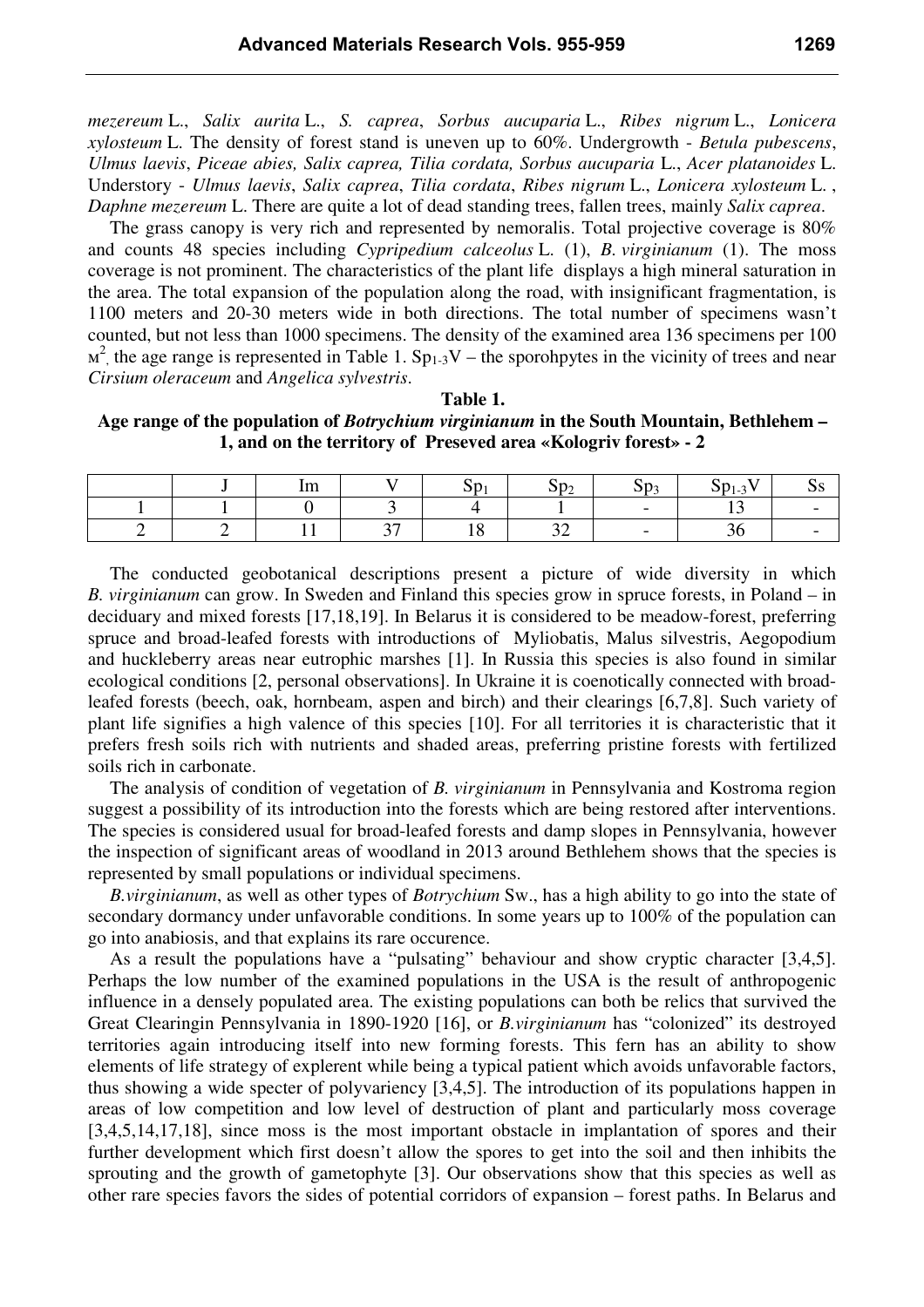*mezereum* L., *Salix aurita* L., *S. caprea*, *Sorbus aucuparia* L., *Ribes nigrum* L., *Lonicera xylosteum* L. The density of forest stand is uneven up to 60%. Undergrowth - *Betula pubescens*, *Ulmus laevis*, *Piceae abies, Salix caprea, Tilia cordata, Sorbus aucuparia* L., *Acer platanoides* L. Understory - *Ulmus laevis*, *Salix caprea*, *Tilia cordata*, *Ribes nigrum* L., *Lonicera xylosteum* L. , *Daphne mezereum* L. There are quite a lot of dead standing trees, fallen trees, mainly *Salix caprea*.

The grass canopy is very rich and represented by nemoralis. Total projective coverage is 80% and counts 48 species including *Cypripedium calceolus* L. (1), *B. virginianum* (1). The moss coverage is not prominent. The characteristics of the plant life displays a high mineral saturation in the area. The total expansion of the population along the road, with insignificant fragmentation, is 1100 meters and 20-30 meters wide in both directions. The total number of specimens wasn't counted, but not less than 1000 specimens. The density of the examined area 136 specimens per 100 м$^2$, the age range is represented in Table 1. $Sp_{1-3}V$ – the sporohpytes in the vicinity of trees and near *Cirsium oleraceum* and *Angelica sylvestris*.

**Table 1.**
**Age range of the population of *Botrychium virginianum* in the South Mountain, Bethlehem – 1, and on the territory of Preseved area «Kologriv forest» - 2**

| | J | Im | V | $Sp_1$ | $Sp_2$ | $Sp_3$ | $Sp_{1-3}V$ | Ss |
|---|---|---|---|---|---|---|---|---|
| 1 | 1 | 0 | 3 | 4 | 1 | - | 13 | - |
| 2 | 2 | 11 | 37 | 18 | 32 | - | 36 | - |

The conducted geobotanical descriptions present a picture of wide diversity in which *B. virginianum* can grow. In Sweden and Finland this species grow in spruce forests, in Poland – in deciduary and mixed forests [17,18,19]. In Belarus it is considered to be meadow-forest, preferring spruce and broad-leafed forests with introductions of Myliobatis, Malus silvestris, Aegopodium and huckleberry areas near eutrophic marshes [1]. In Russia this species is also found in similar ecological conditions [2, personal observations]. In Ukraine it is coenotically connected with broad-leafed forests (beech, oak, hornbeam, aspen and birch) and their clearings [6,7,8]. Such variety of plant life signifies a high valence of this species [10]. For all territories it is characteristic that it prefers fresh soils rich with nutrients and shaded areas, preferring pristine forests with fertilized soils rich in carbonate.

The analysis of condition of vegetation of *B. virginianum* in Pennsylvania and Kostroma region suggest a possibility of its introduction into the forests which are being restored after interventions. The species is considered usual for broad-leafed forests and damp slopes in Pennsylvania, however the inspection of significant areas of woodland in 2013 around Bethlehem shows that the species is represented by small populations or individual specimens.

*B.virginianum*, as well as other types of *Botrychium* Sw., has a high ability to go into the state of secondary dormancy under unfavorable conditions. In some years up to 100% of the population can go into anabiosis, and that explains its rare occurence.

As a result the populations have a "pulsating" behaviour and show cryptic character [3,4,5]. Perhaps the low number of the examined populations in the USA is the result of anthropogenic influence in a densely populated area. The existing populations can both be relics that survived the Great Clearingin Pennsylvania in 1890-1920 [16], or *B.virginianum* has "colonized" its destroyed territories again introducing itself into new forming forests. This fern has an ability to show elements of life strategy of explerent while being a typical patient which avoids unfavorable factors, thus showing a wide specter of polyvariency [3,4,5]. The introduction of its populations happen in areas of low competition and low level of destruction of plant and particularly moss coverage [3,4,5,14,17,18], since moss is the most important obstacle in implantation of spores and their further development which first doesn't allow the spores to get into the soil and then inhibits the sprouting and the growth of gametophyte [3]. Our observations show that this species as well as other rare species favors the sides of potential corridors of expansion – forest paths. In Belarus and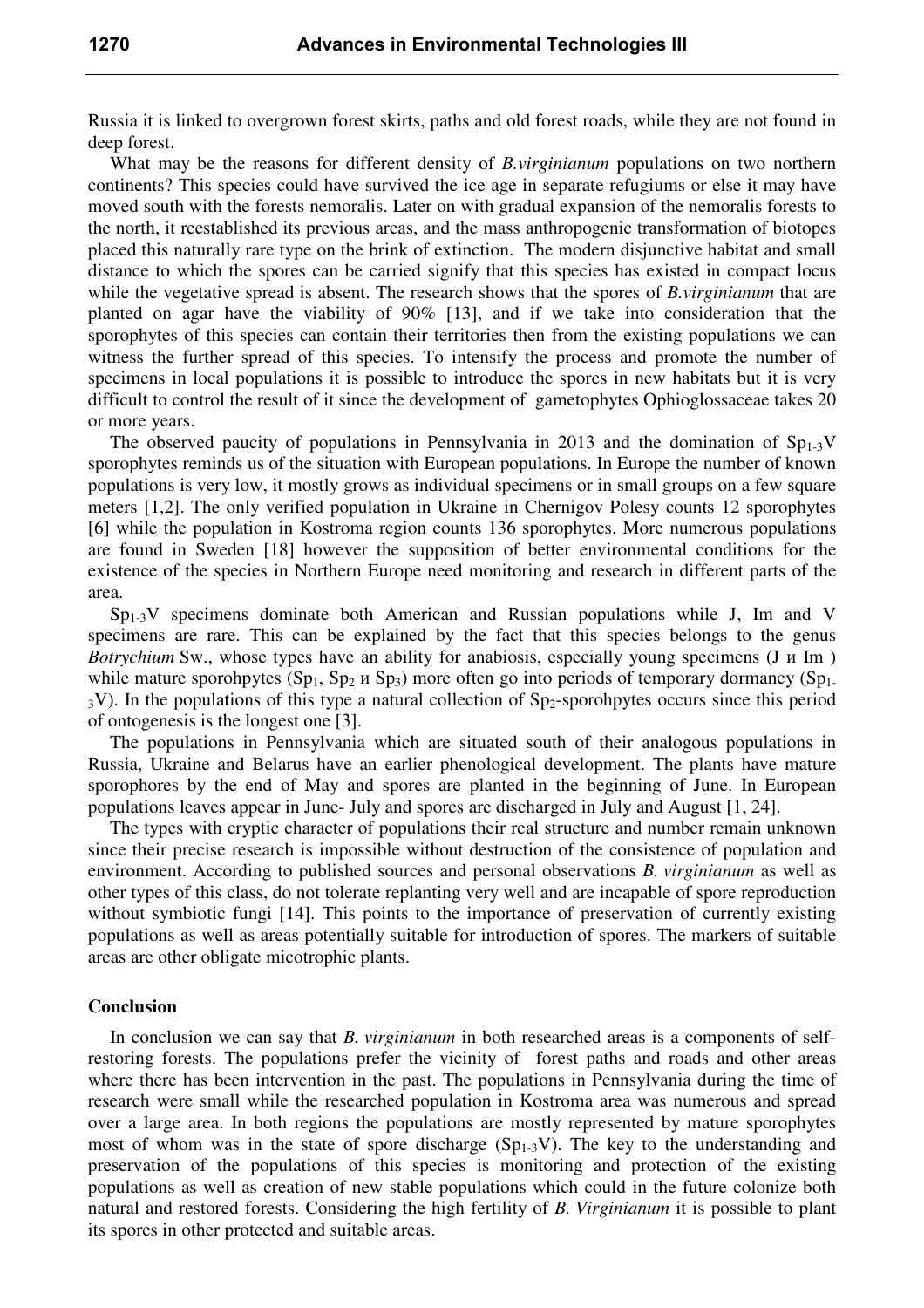Russia it is linked to overgrown forest skirts, paths and old forest roads, while they are not found in deep forest.

What may be the reasons for different density of *B.virginianum* populations on two northern continents? This species could have survived the ice age in separate refugiums or else it may have moved south with the forests nemoralis. Later on with gradual expansion of the nemoralis forests to the north, it reestablished its previous areas, and the mass anthropogenic transformation of biotopes placed this naturally rare type on the brink of extinction. The modern disjunctive habitat and small distance to which the spores can be carried signify that this species has existed in compact locus while the vegetative spread is absent. The research shows that the spores of *B.virginianum* that are planted on agar have the viability of 90% [13], and if we take into consideration that the sporophytes of this species can contain their territories then from the existing populations we can witness the further spread of this species. To intensify the process and promote the number of specimens in local populations it is possible to introduce the spores in new habitats but it is very difficult to control the result of it since the development of gametophytes Ophioglossaceae takes 20 or more years.

The observed paucity of populations in Pennsylvania in 2013 and the domination of $Sp_{1\text{-}3}V$ sporophytes reminds us of the situation with European populations. In Europe the number of known populations is very low, it mostly grows as individual specimens or in small groups on a few square meters [1,2]. The only verified population in Ukraine in Chernigov Polesy counts 12 sporophytes [6] while the population in Kostroma region counts 136 sporophytes. More numerous populations are found in Sweden [18] however the supposition of better environmental conditions for the existence of the species in Northern Europe need monitoring and research in different parts of the area.

$Sp_{1\text{-}3}V$ specimens dominate both American and Russian populations while J, Im and V specimens are rare. This can be explained by the fact that this species belongs to the genus *Botrychium* Sw., whose types have an ability for anabiosis, especially young specimens (J и Im ) while mature sporohpytes ($Sp_1$, $Sp_2$ и $Sp_3$) more often go into periods of temporary dormancy ($Sp_{1\text{-}3}V$). In the populations of this type a natural collection of $Sp_2$-sporohpytes occurs since this period of ontogenesis is the longest one [3].

The populations in Pennsylvania which are situated south of their analogous populations in Russia, Ukraine and Belarus have an earlier phenological development. The plants have mature sporophores by the end of May and spores are planted in the beginning of June. In European populations leaves appear in June- July and spores are discharged in July and August [1, 24].

The types with cryptic character of populations their real structure and number remain unknown since their precise research is impossible without destruction of the consistence of population and environment. According to published sources and personal observations *B. virginianum* as well as other types of this class, do not tolerate replanting very well and are incapable of spore reproduction without symbiotic fungi [14]. This points to the importance of preservation of currently existing populations as well as areas potentially suitable for introduction of spores. The markers of suitable areas are other obligate micotrophic plants.

## Conclusion

In conclusion we can say that *B. virginianum* in both researched areas is a components of self-restoring forests. The populations prefer the vicinity of forest paths and roads and other areas where there has been intervention in the past. The populations in Pennsylvania during the time of research were small while the researched population in Kostroma area was numerous and spread over a large area. In both regions the populations are mostly represented by mature sporophytes most of whom was in the state of spore discharge ($Sp_{1\text{-}3}V$). The key to the understanding and preservation of the populations of this species is monitoring and protection of the existing populations as well as creation of new stable populations which could in the future colonize both natural and restored forests. Considering the high fertility of *B. Virginianum* it is possible to plant its spores in other protected and suitable areas.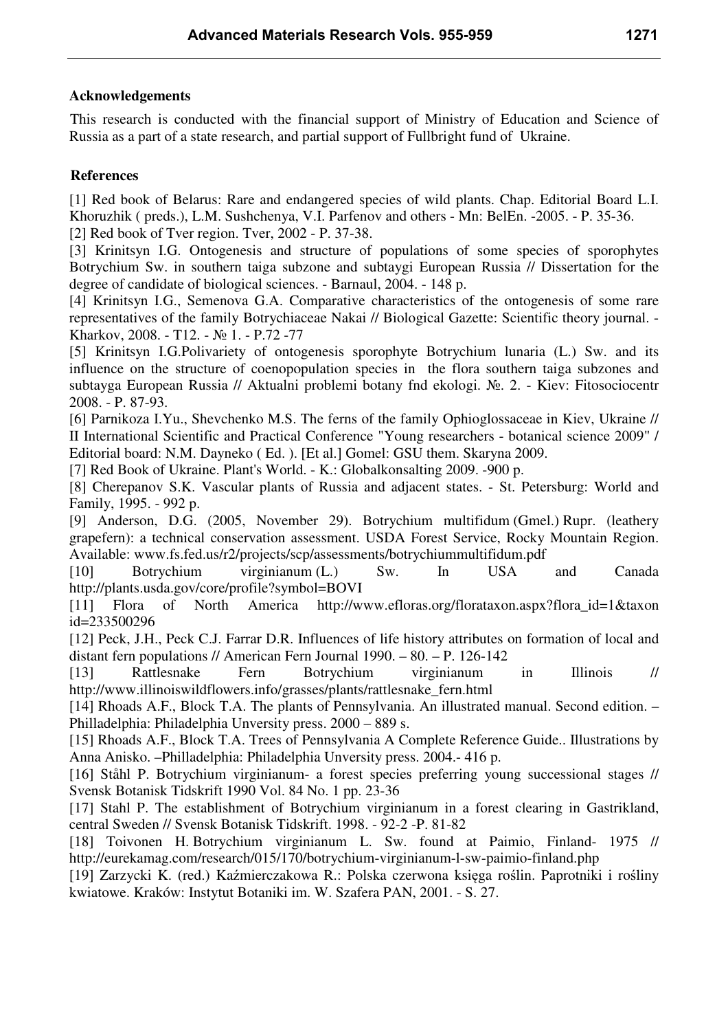## Acknowledgements

This research is conducted with the financial support of Ministry of Education and Science of Russia as a part of a state research, and partial support of Fullbright fund of Ukraine.

## References

[1] Red book of Belarus: Rare and endangered species of wild plants. Chap. Editorial Board L.I. Khoruzhik ( preds.), L.M. Sushchenya, V.I. Parfenov and others - Mn: BelEn. -2005. - P. 35-36.

[2] Red book of Tver region. Tver, 2002 - P. 37-38.

[3] Krinitsyn I.G. Ontogenesis and structure of populations of some species of sporophytes Botrychium Sw. in southern taiga subzone and subtaygi European Russia // Dissertation for the degree of candidate of biological sciences. - Barnaul, 2004. - 148 p.

[4] Krinitsyn I.G., Semenova G.A. Comparative characteristics of the ontogenesis of some rare representatives of the family Botrychiaceae Nakai // Biological Gazette: Scientific theory journal. - Kharkov, 2008. - T12. - № 1. - P.72 -77

[5] Krinitsyn I.G.Polivariety of ontogenesis sporophyte Botrychium lunaria (L.) Sw. and its influence on the structure of coenopopulation species in the flora southern taiga subzones and subtayga European Russia // Aktualni problemi botany fnd ekologi. №. 2. - Kiev: Fitosociocentr 2008. - P. 87-93.

[6] Parnikoza I.Yu., Shevchenko M.S. The ferns of the family Ophioglossaceae in Kiev, Ukraine // II International Scientific and Practical Conference "Young researchers - botanical science 2009" / Editorial board: N.M. Dayneko ( Ed. ). [Et al.] Gomel: GSU them. Skaryna 2009.

[7] Red Book of Ukraine. Plant's World. - K.: Globalkonsalting 2009. -900 p.

[8] Cherepanov S.K. Vascular plants of Russia and adjacent states. - St. Petersburg: World and Family, 1995. - 992 p.

[9] Anderson, D.G. (2005, November 29). Botrychium multifidum (Gmel.) Rupr. (leathery grapefern): a technical conservation assessment. USDA Forest Service, Rocky Mountain Region. Available: www.fs.fed.us/r2/projects/scp/assessments/botrychiummultifidum.pdf

[10] Botrychium virginianum (L.) Sw. In USA and Canada http://plants.usda.gov/core/profile?symbol=BOVI

[11] Flora of North America http://www.efloras.org/florataxon.aspx?flora_id=1&taxon id=233500296

[12] Peck, J.H., Peck C.J. Farrar D.R. Influences of life history attributes on formation of local and distant fern populations // American Fern Journal 1990. – 80. – P. 126-142

[13] Rattlesnake Fern Botrychium virginianum in Illinois // http://www.illinoiswildflowers.info/grasses/plants/rattlesnake_fern.html

[14] Rhoads A.F., Block T.A. The plants of Pennsylvania. An illustrated manual. Second edition. – Philladelphia: Philadelphia Unversity press. 2000 – 889 s.

[15] Rhoads A.F., Block T.A. Trees of Pennsylvania A Complete Reference Guide.. Illustrations by Anna Anisko. –Philladelphia: Philadelphia Unversity press. 2004.- 416 p.

[16] Ståhl P. Botrychium virginianum- a forest species preferring young successional stages // Svensk Botanisk Tidskrift 1990 Vol. 84 No. 1 pp. 23-36

[17] Stahl P. The establishment of Botrychium virginianum in a forest clearing in Gastrikland, central Sweden // Svensk Botanisk Tidskrift. 1998. - 92-2 -P. 81-82

[18] Toivonen H. Botrychium virginianum L. Sw. found at Paimio, Finland- 1975 // http://eurekamag.com/research/015/170/botrychium-virginianum-l-sw-paimio-finland.php

[19] Zarzycki K. (red.) Kaźmierczakowa R.: Polska czerwona księga roślin. Paprotniki i rośliny kwiatowe. Kraków: Instytut Botaniki im. W. Szafera PAN, 2001. - S. 27.